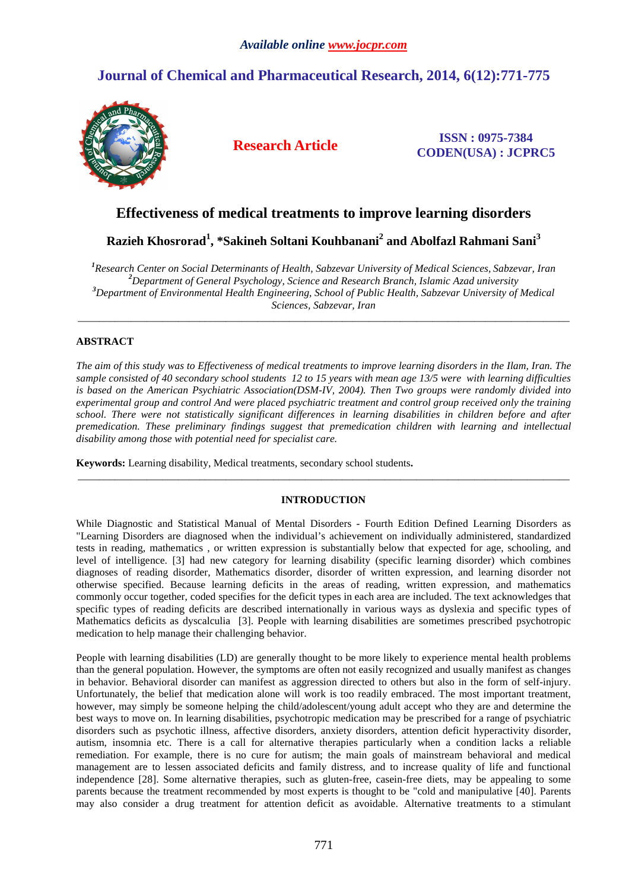*Available online www.jocpr.com*

# Journal of Chemical and Pharmaceutical Research, 2014, 6(12):771-775

**Research Article**

**ISSN : 0975-7384**
**CODEN(USA) : JCPRC5**

## Effectiveness of medical treatments to improve learning disorders

**Razieh Khosrorad[1], *Sakineh Soltani Kouhbanani[2] and Abolfazl Rahmani Sani[3]**

*[1]Research Center on Social Determinants of Health, Sabzevar University of Medical Sciences, Sabzevar, Iran*
*[2]Department of General Psychology, Science and Research Branch, Islamic Azad university*
*[3]Department of Environmental Health Engineering, School of Public Health, Sabzevar University of Medical Sciences, Sabzevar, Iran*

---

**ABSTRACT**

*The aim of this study was to Effectiveness of medical treatments to improve learning disorders in the Ilam, Iran. The sample consisted of 40 secondary school students 12 to 15 years with mean age 13/5 were with learning difficulties is based on the American Psychiatric Association(DSM-IV, 2004). Then Two groups were randomly divided into experimental group and control And were placed psychiatric treatment and control group received only the training school. There were not statistically significant differences in learning disabilities in children before and after premedication. These preliminary findings suggest that premedication children with learning and intellectual disability among those with potential need for specialist care.*

**Keywords:** Learning disability, Medical treatments, secondary school students**.**

---

**INTRODUCTION**

While Diagnostic and Statistical Manual of Mental Disorders - Fourth Edition Defined Learning Disorders as "Learning Disorders are diagnosed when the individual's achievement on individually administered, standardized tests in reading, mathematics , or written expression is substantially below that expected for age, schooling, and level of intelligence. [3] had new category for learning disability (specific learning disorder) which combines diagnoses of reading disorder, Mathematics disorder, disorder of written expression, and learning disorder not otherwise specified. Because learning deficits in the areas of reading, written expression, and mathematics commonly occur together, coded specifies for the deficit types in each area are included. The text acknowledges that specific types of reading deficits are described internationally in various ways as dyslexia and specific types of Mathematics deficits as dyscalculia [3]. People with learning disabilities are sometimes prescribed psychotropic medication to help manage their challenging behavior.

People with learning disabilities (LD) are generally thought to be more likely to experience mental health problems than the general population. However, the symptoms are often not easily recognized and usually manifest as changes in behavior. Behavioral disorder can manifest as aggression directed to others but also in the form of self-injury. Unfortunately, the belief that medication alone will work is too readily embraced. The most important treatment, however, may simply be someone helping the child/adolescent/young adult accept who they are and determine the best ways to move on. In learning disabilities, psychotropic medication may be prescribed for a range of psychiatric disorders such as psychotic illness, affective disorders, anxiety disorders, attention deficit hyperactivity disorder, autism, insomnia etc. There is a call for alternative therapies particularly when a condition lacks a reliable remediation. For example, there is no cure for autism; the main goals of mainstream behavioral and medical management are to lessen associated deficits and family distress, and to increase quality of life and functional independence [28]. Some alternative therapies, such as gluten-free, casein-free diets, may be appealing to some parents because the treatment recommended by most experts is thought to be "cold and manipulative [40]. Parents may also consider a drug treatment for attention deficit as avoidable. Alternative treatments to a stimulant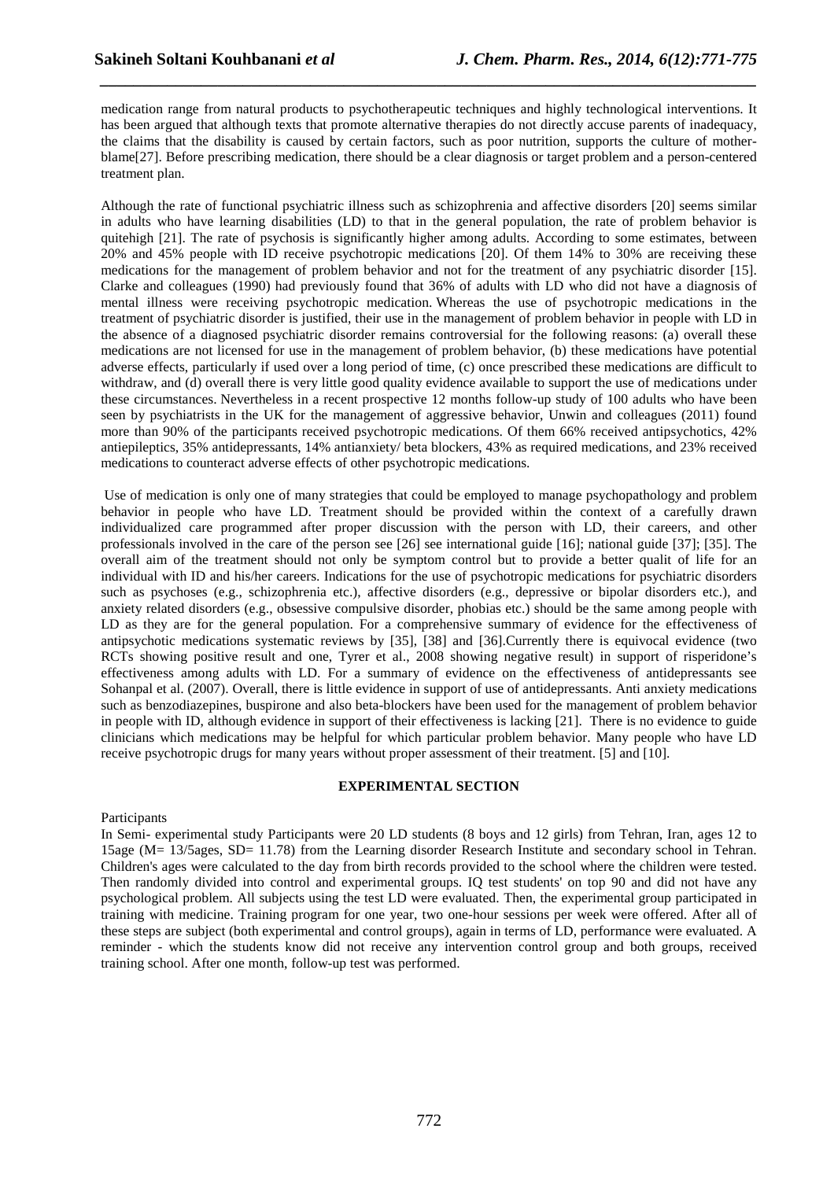medication range from natural products to psychotherapeutic techniques and highly technological interventions. It has been argued that although texts that promote alternative therapies do not directly accuse parents of inadequacy, the claims that the disability is caused by certain factors, such as poor nutrition, supports the culture of mother-blame[27]. Before prescribing medication, there should be a clear diagnosis or target problem and a person-centered treatment plan.

Although the rate of functional psychiatric illness such as schizophrenia and affective disorders [20] seems similar in adults who have learning disabilities (LD) to that in the general population, the rate of problem behavior is quitehigh [21]. The rate of psychosis is significantly higher among adults. According to some estimates, between 20% and 45% people with ID receive psychotropic medications [20]. Of them 14% to 30% are receiving these medications for the management of problem behavior and not for the treatment of any psychiatric disorder [15]. Clarke and colleagues (1990) had previously found that 36% of adults with LD who did not have a diagnosis of mental illness were receiving psychotropic medication. Whereas the use of psychotropic medications in the treatment of psychiatric disorder is justified, their use in the management of problem behavior in people with LD in the absence of a diagnosed psychiatric disorder remains controversial for the following reasons: (a) overall these medications are not licensed for use in the management of problem behavior, (b) these medications have potential adverse effects, particularly if used over a long period of time, (c) once prescribed these medications are difficult to withdraw, and (d) overall there is very little good quality evidence available to support the use of medications under these circumstances. Nevertheless in a recent prospective 12 months follow-up study of 100 adults who have been seen by psychiatrists in the UK for the management of aggressive behavior, Unwin and colleagues (2011) found more than 90% of the participants received psychotropic medications. Of them 66% received antipsychotics, 42% antiepileptics, 35% antidepressants, 14% antianxiety/ beta blockers, 43% as required medications, and 23% received medications to counteract adverse effects of other psychotropic medications.

Use of medication is only one of many strategies that could be employed to manage psychopathology and problem behavior in people who have LD. Treatment should be provided within the context of a carefully drawn individualized care programmed after proper discussion with the person with LD, their careers, and other professionals involved in the care of the person see [26] see international guide [16]; national guide [37]; [35]. The overall aim of the treatment should not only be symptom control but to provide a better qualit of life for an individual with ID and his/her careers. Indications for the use of psychotropic medications for psychiatric disorders such as psychoses (e.g., schizophrenia etc.), affective disorders (e.g., depressive or bipolar disorders etc.), and anxiety related disorders (e.g., obsessive compulsive disorder, phobias etc.) should be the same among people with LD as they are for the general population. For a comprehensive summary of evidence for the effectiveness of antipsychotic medications systematic reviews by [35], [38] and [36].Currently there is equivocal evidence (two RCTs showing positive result and one, Tyrer et al., 2008 showing negative result) in support of risperidone's effectiveness among adults with LD. For a summary of evidence on the effectiveness of antidepressants see Sohanpal et al. (2007). Overall, there is little evidence in support of use of antidepressants. Anti anxiety medications such as benzodiazepines, buspirone and also beta-blockers have been used for the management of problem behavior in people with ID, although evidence in support of their effectiveness is lacking [21]. There is no evidence to guide clinicians which medications may be helpful for which particular problem behavior. Many people who have LD receive psychotropic drugs for many years without proper assessment of their treatment. [5] and [10].

## EXPERIMENTAL SECTION

Participants

In Semi- experimental study Participants were 20 LD students (8 boys and 12 girls) from Tehran, Iran, ages 12 to 15age (M= 13/5ages, SD= 11.78) from the Learning disorder Research Institute and secondary school in Tehran. Children's ages were calculated to the day from birth records provided to the school where the children were tested. Then randomly divided into control and experimental groups. IQ test students' on top 90 and did not have any psychological problem. All subjects using the test LD were evaluated. Then, the experimental group participated in training with medicine. Training program for one year, two one-hour sessions per week were offered. After all of these steps are subject (both experimental and control groups), again in terms of LD, performance were evaluated. A reminder - which the students know did not receive any intervention control group and both groups, received training school. After one month, follow-up test was performed.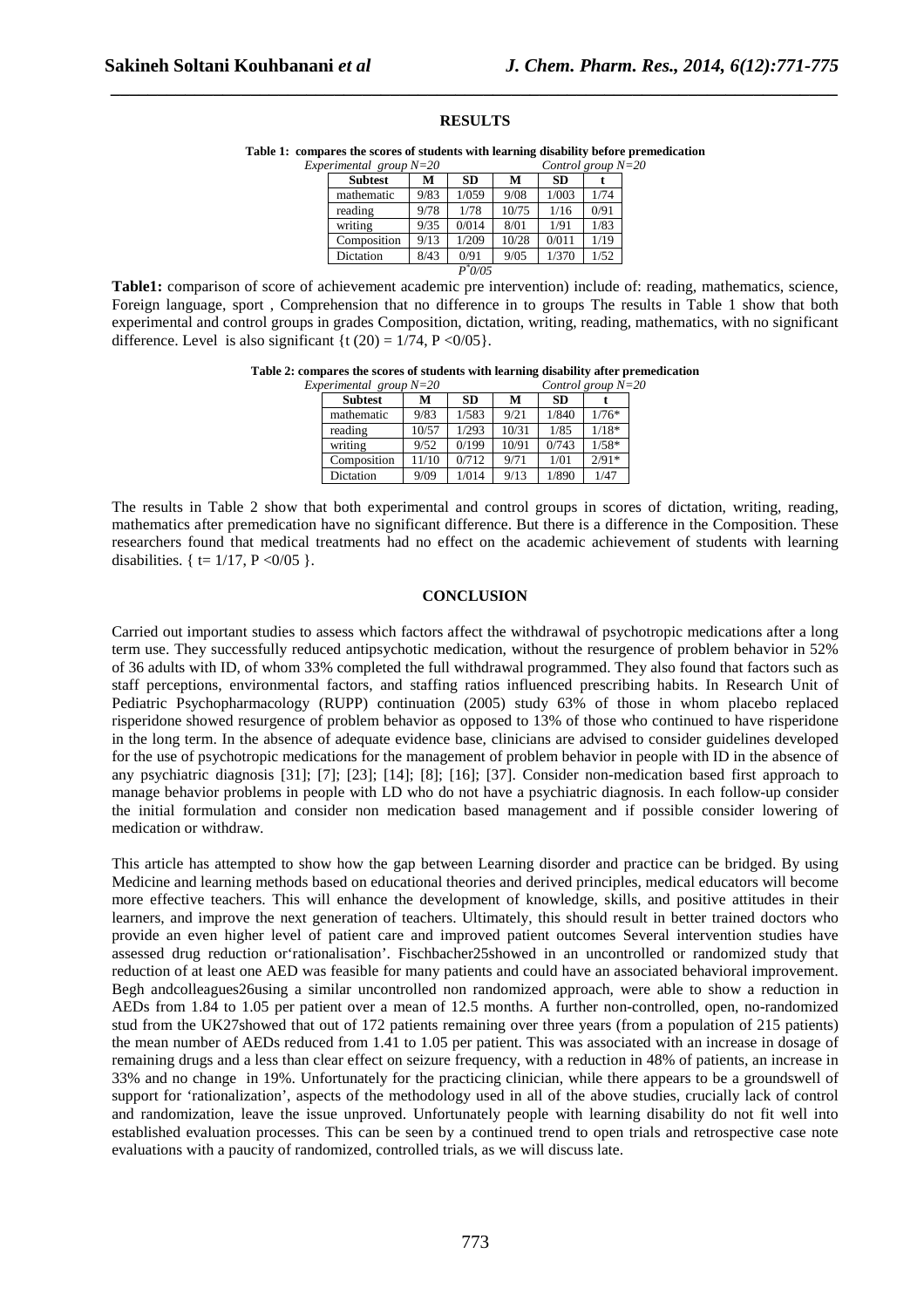## RESULTS

**Table 1: compares the scores of students with learning disability before premedication**

| | Experimental group N=20 | | Control group N=20 | | |
|---|---|---|---|---|---|
| **Subtest** | **M** | **SD** | **M** | **SD** | **t** |
| mathematic | 9/83 | 1/059 | 9/08 | 1/003 | 1/74 |
| reading | 9/78 | 1/78 | 10/75 | 1/16 | 0/91 |
| writing | 9/35 | 0/014 | 8/01 | 1/91 | 1/83 |
| Composition | 9/13 | 1/209 | 10/28 | 0/011 | 1/19 |
| Dictation | 8/43 | 0/91 | 9/05 | 1/370 | 1/52 |

*P^\*0/05*

**Table1:** comparison of score of achievement academic pre intervention) include of: reading, mathematics, science, Foreign language, sport , Comprehension that no difference in to groups The results in Table 1 show that both experimental and control groups in grades Composition, dictation, writing, reading, mathematics, with no significant difference. Level is also significant {t (20) = 1/74, P <0/05}.

**Table 2: compares the scores of students with learning disability after premedication**

| | Experimental group N=20 | | Control group N=20 | | |
|---|---|---|---|---|---|
| **Subtest** | **M** | **SD** | **M** | **SD** | **t** |
| mathematic | 9/83 | 1/583 | 9/21 | 1/840 | 1/76* |
| reading | 10/57 | 1/293 | 10/31 | 1/85 | 1/18* |
| writing | 9/52 | 0/199 | 10/91 | 0/743 | 1/58* |
| Composition | 11/10 | 0/712 | 9/71 | 1/01 | 2/91* |
| Dictation | 9/09 | 1/014 | 9/13 | 1/890 | 1/47 |

The results in Table 2 show that both experimental and control groups in scores of dictation, writing, reading, mathematics after premedication have no significant difference. But there is a difference in the Composition. These researchers found that medical treatments had no effect on the academic achievement of students with learning disabilities. { t= 1/17, P <0/05 }.

## CONCLUSION

Carried out important studies to assess which factors affect the withdrawal of psychotropic medications after a long term use. They successfully reduced antipsychotic medication, without the resurgence of problem behavior in 52% of 36 adults with ID, of whom 33% completed the full withdrawal programmed. They also found that factors such as staff perceptions, environmental factors, and staffing ratios influenced prescribing habits. In Research Unit of Pediatric Psychopharmacology (RUPP) continuation (2005) study 63% of those in whom placebo replaced risperidone showed resurgence of problem behavior as opposed to 13% of those who continued to have risperidone in the long term. In the absence of adequate evidence base, clinicians are advised to consider guidelines developed for the use of psychotropic medications for the management of problem behavior in people with ID in the absence of any psychiatric diagnosis [31]; [7]; [23]; [14]; [8]; [16]; [37]. Consider non-medication based first approach to manage behavior problems in people with LD who do not have a psychiatric diagnosis. In each follow-up consider the initial formulation and consider non medication based management and if possible consider lowering of medication or withdraw.

This article has attempted to show how the gap between Learning disorder and practice can be bridged. By using Medicine and learning methods based on educational theories and derived principles, medical educators will become more effective teachers. This will enhance the development of knowledge, skills, and positive attitudes in their learners, and improve the next generation of teachers. Ultimately, this should result in better trained doctors who provide an even higher level of patient care and improved patient outcomes Several intervention studies have assessed drug reduction or'rationalisation'. Fischbacher25showed in an uncontrolled or randomized study that reduction of at least one AED was feasible for many patients and could have an associated behavioral improvement. Begh andcolleagues26using a similar uncontrolled non randomized approach, were able to show a reduction in AEDs from 1.84 to 1.05 per patient over a mean of 12.5 months. A further non-controlled, open, no-randomized stud from the UK27showed that out of 172 patients remaining over three years (from a population of 215 patients) the mean number of AEDs reduced from 1.41 to 1.05 per patient. This was associated with an increase in dosage of remaining drugs and a less than clear effect on seizure frequency, with a reduction in 48% of patients, an increase in 33% and no change in 19%. Unfortunately for the practicing clinician, while there appears to be a groundswell of support for 'rationalization', aspects of the methodology used in all of the above studies, crucially lack of control and randomization, leave the issue unproved. Unfortunately people with learning disability do not fit well into established evaluation processes. This can be seen by a continued trend to open trials and retrospective case note evaluations with a paucity of randomized, controlled trials, as we will discuss late.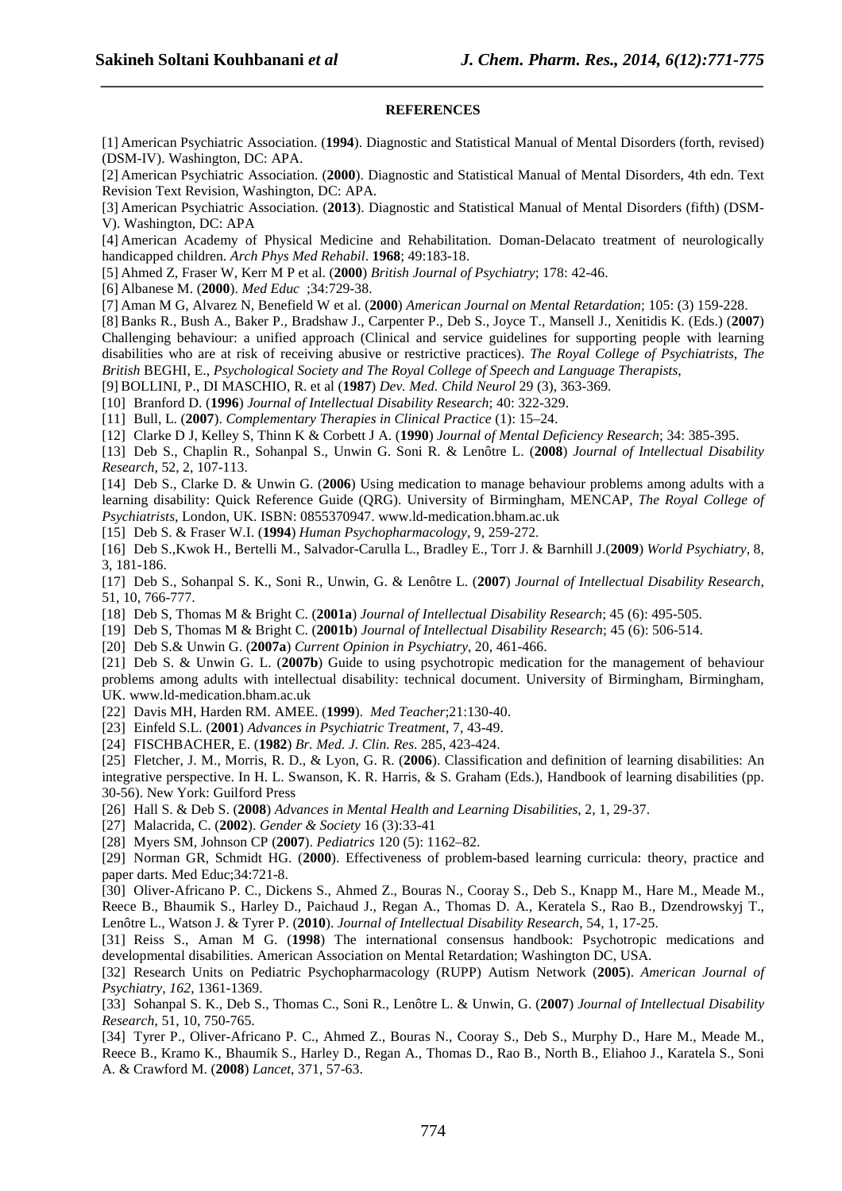## REFERENCES

[1] American Psychiatric Association. (**1994**). Diagnostic and Statistical Manual of Mental Disorders (forth, revised) (DSM-IV). Washington, DC: APA.

[2] American Psychiatric Association. (**2000**). Diagnostic and Statistical Manual of Mental Disorders, 4th edn. Text Revision Text Revision, Washington, DC: APA.

[3] American Psychiatric Association. (**2013**). Diagnostic and Statistical Manual of Mental Disorders (fifth) (DSM-V). Washington, DC: APA

[4] American Academy of Physical Medicine and Rehabilitation. Doman-Delacato treatment of neurologically handicapped children. *Arch Phys Med Rehabil*. **1968**; 49:183-18.

[5] Ahmed Z, Fraser W, Kerr M P et al. (**2000**) *British Journal of Psychiatry*; 178: 42-46.

[6] Albanese M. (**2000**). *Med Educ* ;34:729-38.

[7] Aman M G, Alvarez N, Benefield W et al. (**2000**) *American Journal on Mental Retardation*; 105: (3) 159-228.

[8] Banks R., Bush A., Baker P., Bradshaw J., Carpenter P., Deb S., Joyce T., Mansell J., Xenitidis K. (Eds.) (**2007**) Challenging behaviour: a unified approach (Clinical and service guidelines for supporting people with learning disabilities who are at risk of receiving abusive or restrictive practices). *The Royal College of Psychiatrists*, *The British* BEGHI, E., *Psychological Society and The Royal College of Speech and Language Therapists*,

[9] BOLLINI, P., DI MASCHIO, R. et al (**1987**) *Dev. Med. Child Neurol* 29 (3), 363-369.

[10] Branford D. (**1996**) *Journal of Intellectual Disability Research*; 40: 322-329.

[11] Bull, L. (**2007**). *Complementary Therapies in Clinical Practice* (1): 15–24.

[12] Clarke D J, Kelley S, Thinn K & Corbett J A. (**1990**) *Journal of Mental Deficiency Research*; 34: 385-395.

[13] Deb S., Chaplin R., Sohanpal S., Unwin G. Soni R. & Lenôtre L. (**2008**) *Journal of Intellectual Disability Research*, 52, 2, 107-113.

[14] Deb S., Clarke D. & Unwin G. (**2006**) Using medication to manage behaviour problems among adults with a learning disability: Quick Reference Guide (QRG). University of Birmingham, MENCAP, *The Royal College of Psychiatrists*, London, UK. ISBN: 0855370947. www.ld-medication.bham.ac.uk

[15] Deb S. & Fraser W.I. (**1994**) *Human Psychopharmacology*, 9, 259-272.

[16] Deb S.,Kwok H., Bertelli M., Salvador-Carulla L., Bradley E., Torr J. & Barnhill J.(**2009**) *World Psychiatry*, 8, 3, 181-186.

[17] Deb S., Sohanpal S. K., Soni R., Unwin, G. & Lenôtre L. (**2007**) *Journal of Intellectual Disability Research*, 51, 10, 766-777.

[18] Deb S, Thomas M & Bright C. (**2001a**) *Journal of Intellectual Disability Research*; 45 (6): 495-505.

[19] Deb S, Thomas M & Bright C. (**2001b**) *Journal of Intellectual Disability Research*; 45 (6): 506-514.

[20] Deb S.& Unwin G. (**2007a**) *Current Opinion in Psychiatry*, 20, 461-466.

[21] Deb S. & Unwin G. L. (**2007b**) Guide to using psychotropic medication for the management of behaviour problems among adults with intellectual disability: technical document. University of Birmingham, Birmingham, UK. www.ld-medication.bham.ac.uk

[22] Davis MH, Harden RM. AMEE. (**1999**). *Med Teacher*;21:130-40.

[23] Einfeld S.L. (**2001**) *Advances in Psychiatric Treatment*, 7, 43-49.

[24] FISCHBACHER, E. (**1982**) *Br. Med. J. Clin. Res*. 285, 423-424.

[25] Fletcher, J. M., Morris, R. D., & Lyon, G. R. (**2006**). Classification and definition of learning disabilities: An integrative perspective. In H. L. Swanson, K. R. Harris, & S. Graham (Eds.), Handbook of learning disabilities (pp. 30-56). New York: Guilford Press

[26] Hall S. & Deb S. (**2008**) *Advances in Mental Health and Learning Disabilities*, 2, 1, 29-37.

[27] Malacrida, C. (**2002**). *Gender & Society* 16 (3):33-41

[28] Myers SM, Johnson CP (**2007**). *Pediatrics* 120 (5): 1162–82.

[29] Norman GR, Schmidt HG. (**2000**). Effectiveness of problem-based learning curricula: theory, practice and paper darts. Med Educ;34:721-8.

[30] Oliver-Africano P. C., Dickens S., Ahmed Z., Bouras N., Cooray S., Deb S., Knapp M., Hare M., Meade M., Reece B., Bhaumik S., Harley D., Paichaud J., Regan A., Thomas D. A., Keratela S., Rao B., Dzendrowskyj T., Lenôtre L., Watson J. & Tyrer P. (**2010**). *Journal of Intellectual Disability Research*, 54, 1, 17-25.

[31] Reiss S., Aman M G. (**1998**) The international consensus handbook: Psychotropic medications and developmental disabilities. American Association on Mental Retardation; Washington DC, USA.

[32] Research Units on Pediatric Psychopharmacology (RUPP) Autism Network (**2005**). *American Journal of Psychiatry, 162*, 1361-1369.

[33] Sohanpal S. K., Deb S., Thomas C., Soni R., Lenôtre L. & Unwin, G. (**2007**) *Journal of Intellectual Disability Research*, 51, 10, 750-765.

[34] Tyrer P., Oliver-Africano P. C., Ahmed Z., Bouras N., Cooray S., Deb S., Murphy D., Hare M., Meade M., Reece B., Kramo K., Bhaumik S., Harley D., Regan A., Thomas D., Rao B., North B., Eliahoo J., Karatela S., Soni A. & Crawford M. (**2008**) *Lancet*, 371, 57-63.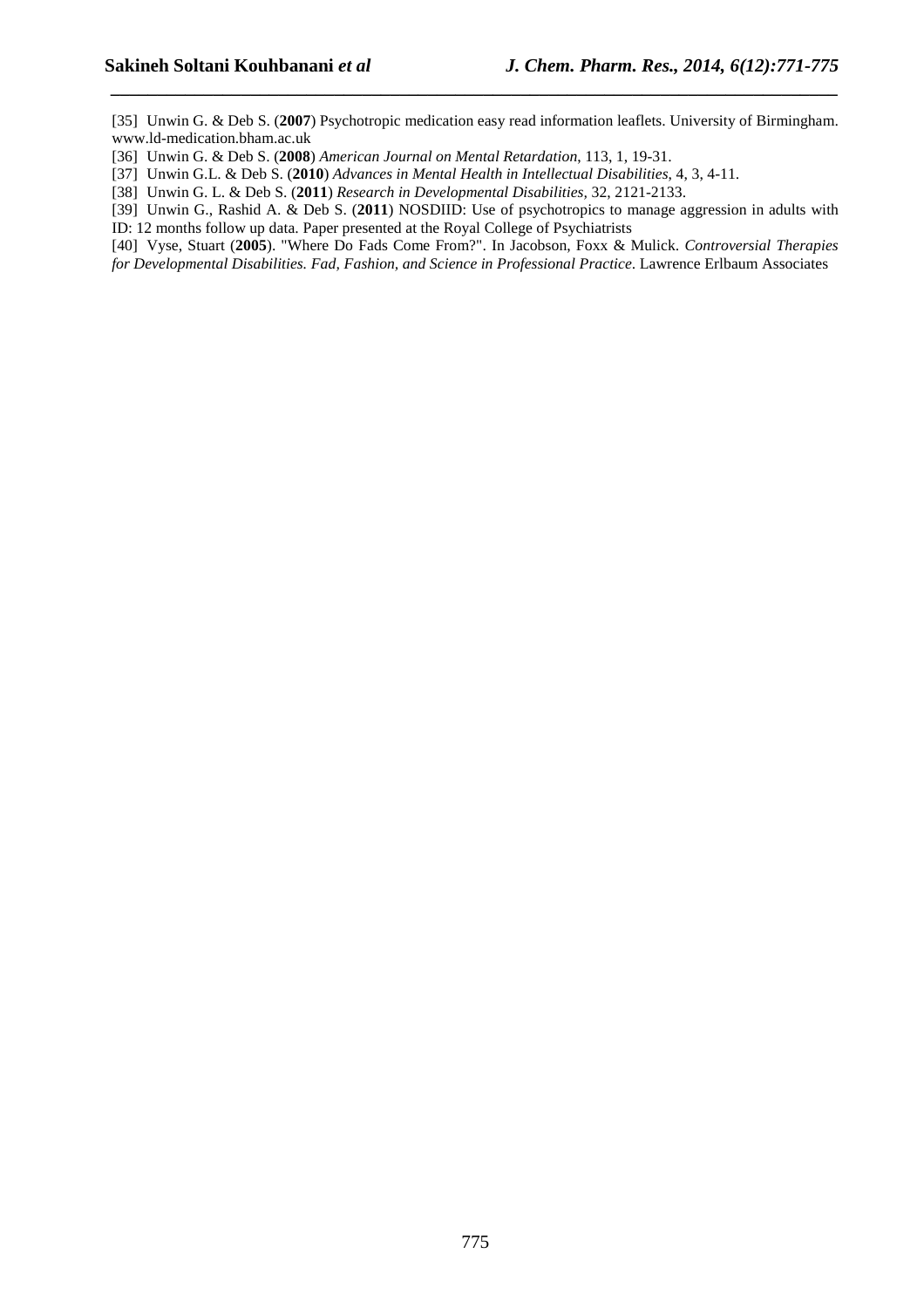[35] Unwin G. & Deb S. (**2007**) Psychotropic medication easy read information leaflets. University of Birmingham. www.ld-medication.bham.ac.uk

[36] Unwin G. & Deb S. (**2008**) *American Journal on Mental Retardation*, 113, 1, 19-31.

[37] Unwin G.L. & Deb S. (**2010**) *Advances in Mental Health in Intellectual Disabilities*, 4, 3, 4-11.

[38] Unwin G. L. & Deb S. (**2011**) *Research in Developmental Disabilities,* 32, 2121-2133.

[39] Unwin G., Rashid A. & Deb S. (**2011**) NOSDIID: Use of psychotropics to manage aggression in adults with ID: 12 months follow up data. Paper presented at the Royal College of Psychiatrists

[40] Vyse, Stuart (**2005**). "Where Do Fads Come From?". In Jacobson, Foxx & Mulick. *Controversial Therapies for Developmental Disabilities. Fad, Fashion, and Science in Professional Practice*. Lawrence Erlbaum Associates